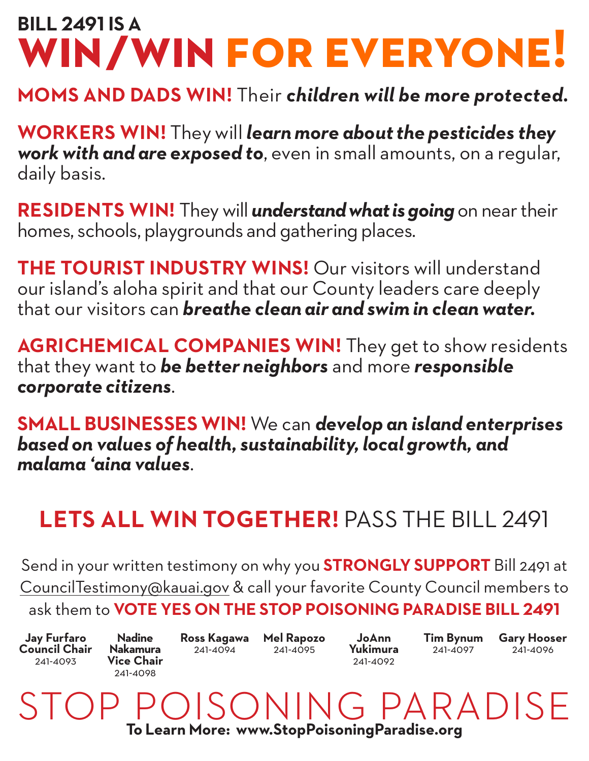# BILL 2491 IS A WIN/WIN FOR EVERYONE!

**MOMS AND DADS WIN!** Their ***children will be more protected.***

**WORKERS WIN!** They will ***learn more about the pesticides they work with and are exposed to***, even in small amounts, on a regular, daily basis.

**RESIDENTS WIN!** They will ***understand what is going*** on near their homes, schools, playgrounds and gathering places.

**THE TOURIST INDUSTRY WINS!** Our visitors will understand our island's aloha spirit and that our County leaders care deeply that our visitors can ***breathe clean air and swim in clean water.***

**AGRICHEMICAL COMPANIES WIN!** They get to show residents that they want to ***be better neighbors*** and more ***responsible corporate citizens***.

**SMALL BUSINESSES WIN!** We can ***develop an island enterprises based on values of health, sustainability, local growth, and malama 'aina values***.

## LETS ALL WIN TOGETHER! PASS THE BILL 2491

Send in your written testimony on why you **STRONGLY SUPPORT** Bill 2491 at CouncilTestimony@kauai.gov & call your favorite County Council members to ask them to **VOTE YES ON THE STOP POISONING PARADISE BILL 2491**

**Jay Furfaro Council Chair** 241-4093

**Nadine Nakamura Vice Chair** 241-4098

**Ross Kagawa** 241-4094

**Mel Rapozo** 241-4095

**JoAnn Yukimura** 241-4092

**Tim Bynum** 241-4097

**Gary Hooser** 241-4096

# STOP POISONING PARADISE

**To Learn More: www.StopPoisoningParadise.org**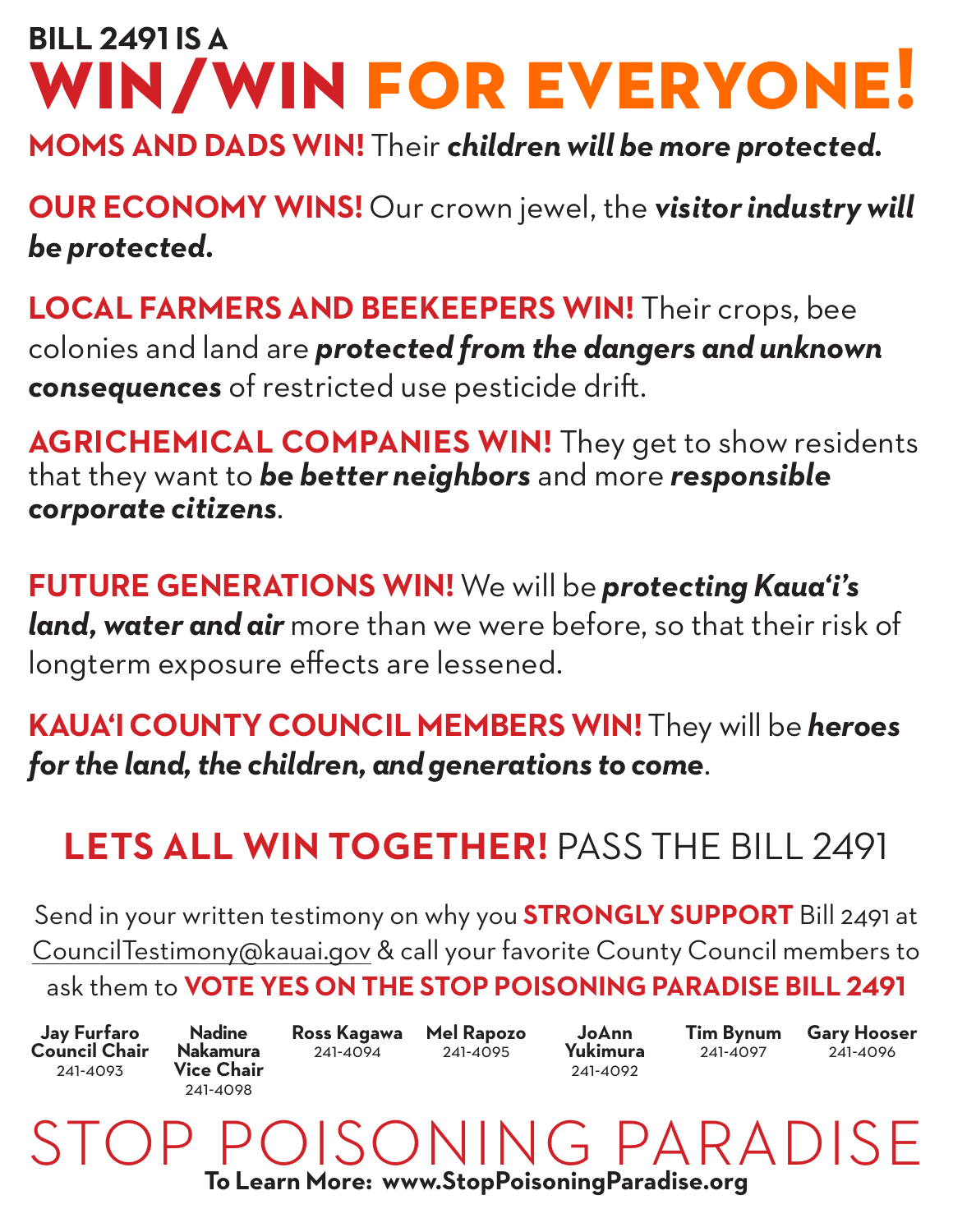## BILL 2491 IS A

# WIN/WIN FOR EVERYONE!

**MOMS AND DADS WIN!** Their ***children will be more protected.***

**OUR ECONOMY WINS!** Our crown jewel, the ***visitor industry will be protected.***

**LOCAL FARMERS AND BEEKEEPERS WIN!** Their crops, bee colonies and land are ***protected from the dangers and unknown consequences*** of restricted use pesticide drift.

**AGRICHEMICAL COMPANIES WIN!** They get to show residents that they want to ***be better neighbors*** and more ***responsible corporate citizens***.

**FUTURE GENERATIONS WIN!** We will be ***protecting Kaua'i's land, water and air*** more than we were before, so that their risk of longterm exposure effects are lessened.

**KAUA'I COUNTY COUNCIL MEMBERS WIN!** They will be ***heroes for the land, the children, and generations to come***.

## LETS ALL WIN TOGETHER! PASS THE BILL 2491

Send in your written testimony on why you **STRONGLY SUPPORT** Bill 2491 at CouncilTestimony@kauai.gov & call your favorite County Council members to ask them to **VOTE YES ON THE STOP POISONING PARADISE BILL 2491**

**Jay Furfaro Council Chair** 241-4093

**Nadine Nakamura Vice Chair** 241-4098

**Ross Kagawa** 241-4094

**Mel Rapozo** 241-4095

**JoAnn Yukimura** 241-4092

**Tim Bynum** 241-4097

**Gary Hooser** 241-4096

# STOP POISONING PARADISE

**To Learn More: www.StopPoisoningParadise.org**